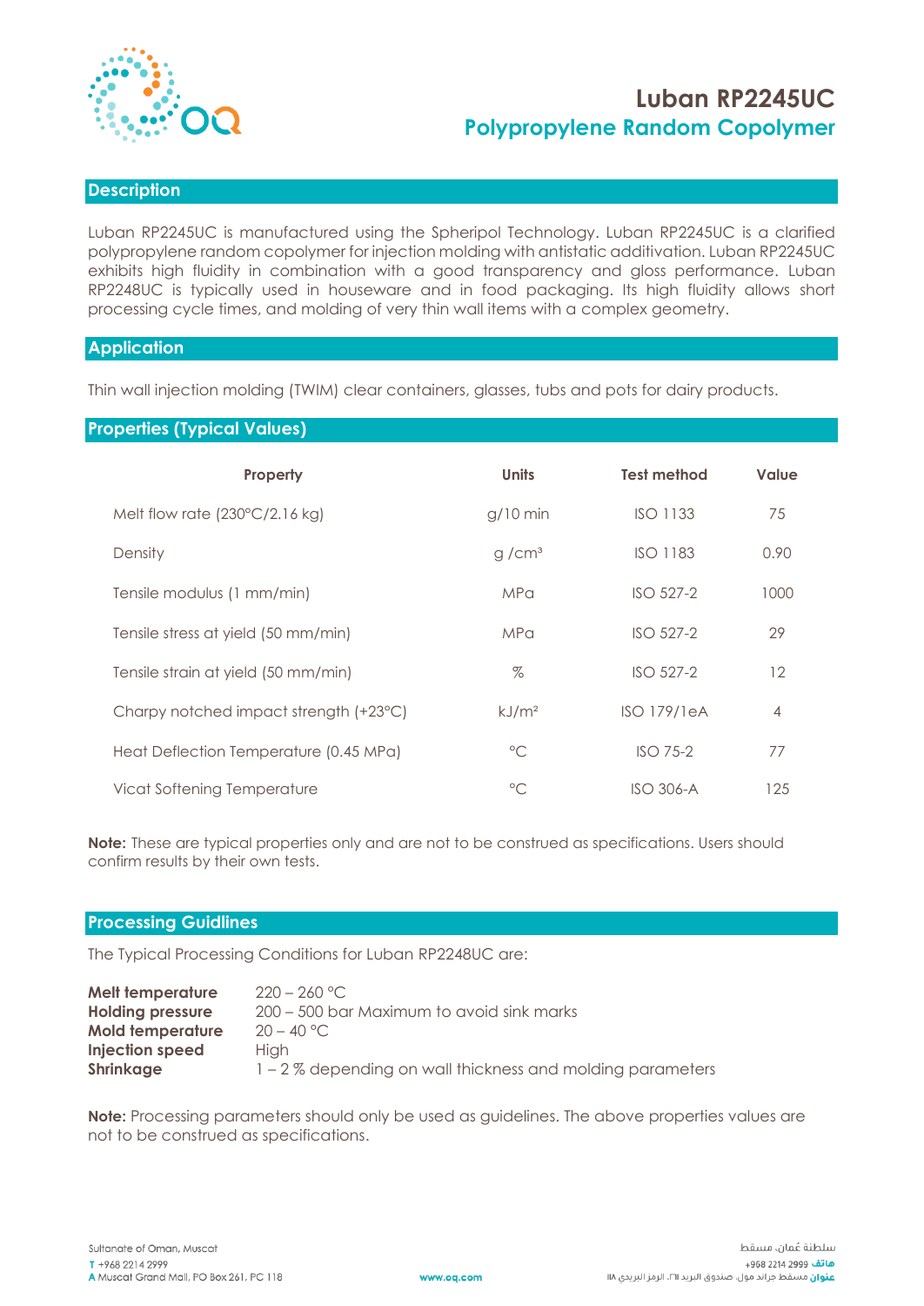# Luban RP2245UC

## Polypropylene Random Copolymer

## Description

Luban RP2245UC is manufactured using the Spheripol Technology. Luban RP2245UC is a clarified polypropylene random copolymer for injection molding with antistatic additivation. Luban RP2245UC exhibits high fluidity in combination with a good transparency and gloss performance. Luban RP2248UC is typically used in houseware and in food packaging. Its high fluidity allows short processing cycle times, and molding of very thin wall items with a complex geometry.

## Application

Thin wall injection molding (TWIM) clear containers, glasses, tubs and pots for dairy products.

## Properties (Typical Values)

| Property | Units | Test method | Value |
|---|---|---|---|
| Melt flow rate (230°C/2.16 kg) | g/10 min | ISO 1133 | 75 |
| Density | g /cm³ | ISO 1183 | 0.90 |
| Tensile modulus (1 mm/min) | MPa | ISO 527-2 | 1000 |
| Tensile stress at yield (50 mm/min) | MPa | ISO 527-2 | 29 |
| Tensile strain at yield (50 mm/min) | % | ISO 527-2 | 12 |
| Charpy notched impact strength (+23°C) | kJ/m² | ISO 179/1eA | 4 |
| Heat Deflection Temperature (0.45 MPa) | °C | ISO 75-2 | 77 |
| Vicat Softening Temperature | °C | ISO 306-A | 125 |

**Note:** These are typical properties only and are not to be construed as specifications. Users should confirm results by their own tests.

## Processing Guidlines

The Typical Processing Conditions for Luban RP2248UC are:

**Melt temperature** 220 – 260 °C
**Holding pressure** 200 – 500 bar Maximum to avoid sink marks
**Mold temperature** 20 – 40 °C
**Injection speed** High
**Shrinkage** 1 – 2 % depending on wall thickness and molding parameters

**Note:** Processing parameters should only be used as guidelines. The above properties values are not to be construed as specifications.

Sultanate of Oman, Muscat
T +968 2214 2999
A Muscat Grand Mall, PO Box 261, PC 118

www.oq.com

سلطنة عُمان، مسقط
هاتف 2999 2214 968+
عنوان مسقط جراند مول، صندوق البريد ٢٦١، الرمز البريدي ١١٨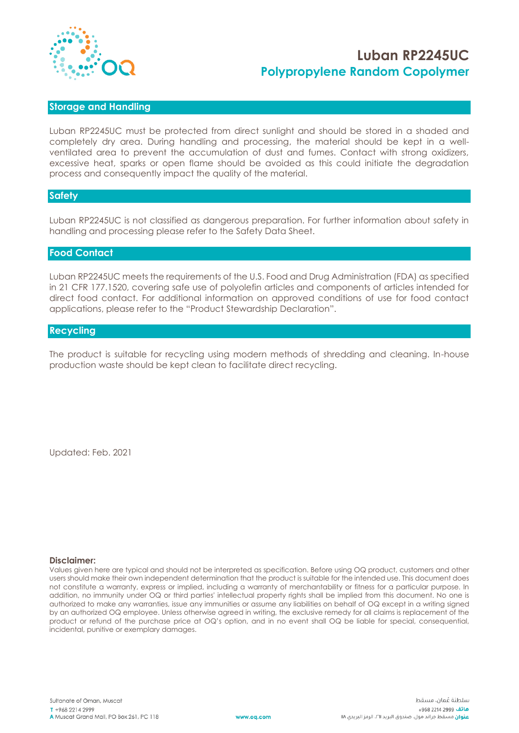# Luban RP2245UC

## Polypropylene Random Copolymer

### Storage and Handling

Luban RP2245UC must be protected from direct sunlight and should be stored in a shaded and completely dry area. During handling and processing, the material should be kept in a well-ventilated area to prevent the accumulation of dust and fumes. Contact with strong oxidizers, excessive heat, sparks or open flame should be avoided as this could initiate the degradation process and consequently impact the quality of the material.

### Safety

Luban RP2245UC is not classified as dangerous preparation. For further information about safety in handling and processing please refer to the Safety Data Sheet.

### Food Contact

Luban RP2245UC meets the requirements of the U.S. Food and Drug Administration (FDA) as specified in 21 CFR 177.1520, covering safe use of polyolefin articles and components of articles intended for direct food contact. For additional information on approved conditions of use for food contact applications, please refer to the "Product Stewardship Declaration".

### Recycling

The product is suitable for recycling using modern methods of shredding and cleaning. In-house production waste should be kept clean to facilitate direct recycling.

Updated: Feb. 2021

**Disclaimer:**
Values given here are typical and should not be interpreted as specification. Before using OQ product, customers and other users should make their own independent determination that the product is suitable for the intended use. This document does not constitute a warranty, express or implied, including a warranty of merchantability or fitness for a particular purpose. In addition, no immunity under OQ or third parties' intellectual property rights shall be implied from this document. No one is authorized to make any warranties, issue any immunities or assume any liabilities on behalf of OQ except in a writing signed by an authorized OQ employee. Unless otherwise agreed in writing, the exclusive remedy for all claims is replacement of the product or refund of the purchase price at OQ's option, and in no event shall OQ be liable for special, consequential, incidental, punitive or exemplary damages.